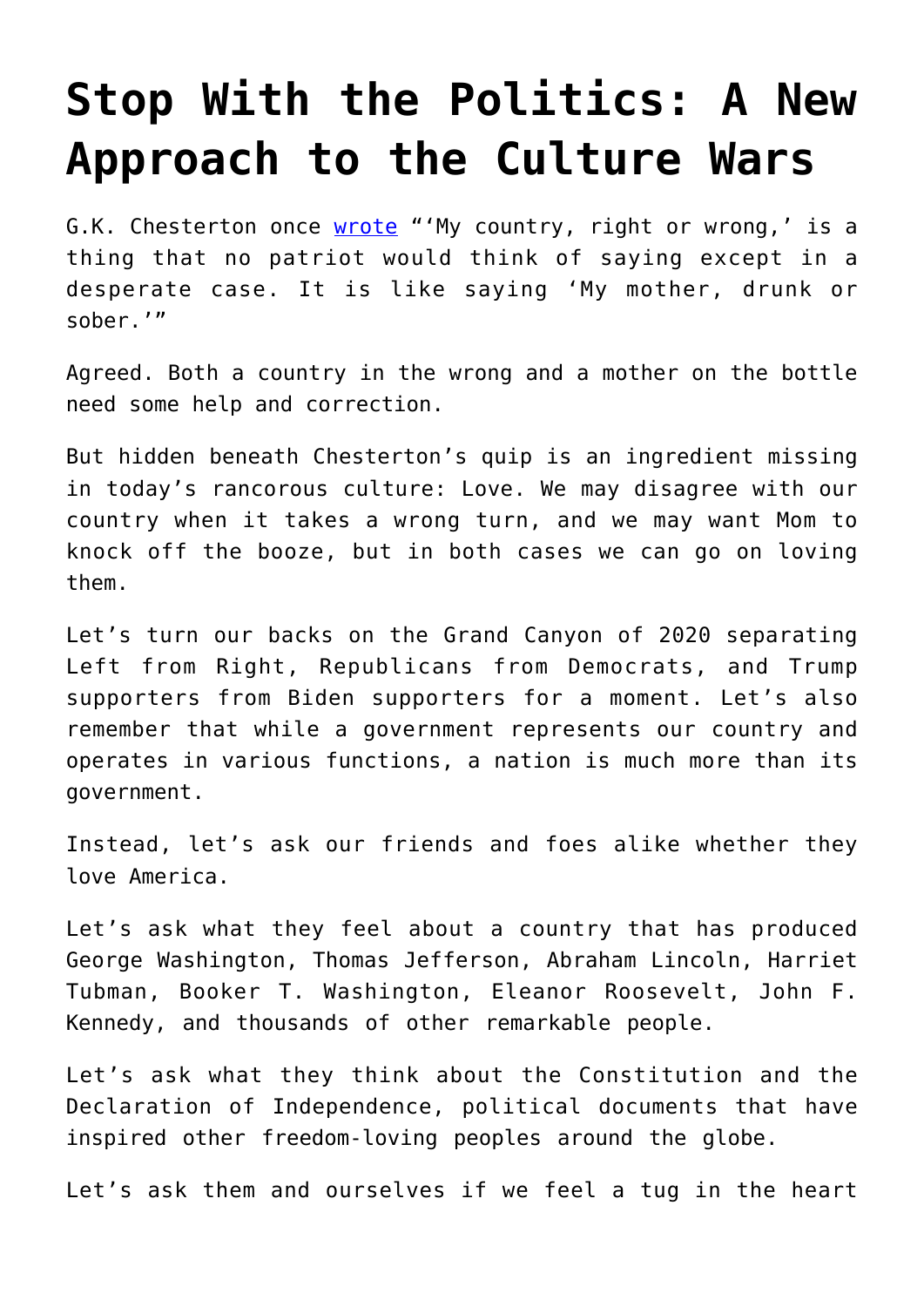# Stop With the Politics: A New Approach to the Culture Wars

G.K. Chesterton once [wrote](wrote) "'My country, right or wrong,' is a thing that no patriot would think of saying except in a desperate case. It is like saying 'My mother, drunk or sober.'"

Agreed. Both a country in the wrong and a mother on the bottle need some help and correction.

But hidden beneath Chesterton's quip is an ingredient missing in today's rancorous culture: Love. We may disagree with our country when it takes a wrong turn, and we may want Mom to knock off the booze, but in both cases we can go on loving them.

Let's turn our backs on the Grand Canyon of 2020 separating Left from Right, Republicans from Democrats, and Trump supporters from Biden supporters for a moment. Let's also remember that while a government represents our country and operates in various functions, a nation is much more than its government.

Instead, let's ask our friends and foes alike whether they love America.

Let's ask what they feel about a country that has produced George Washington, Thomas Jefferson, Abraham Lincoln, Harriet Tubman, Booker T. Washington, Eleanor Roosevelt, John F. Kennedy, and thousands of other remarkable people.

Let's ask what they think about the Constitution and the Declaration of Independence, political documents that have inspired other freedom-loving peoples around the globe.

Let's ask them and ourselves if we feel a tug in the heart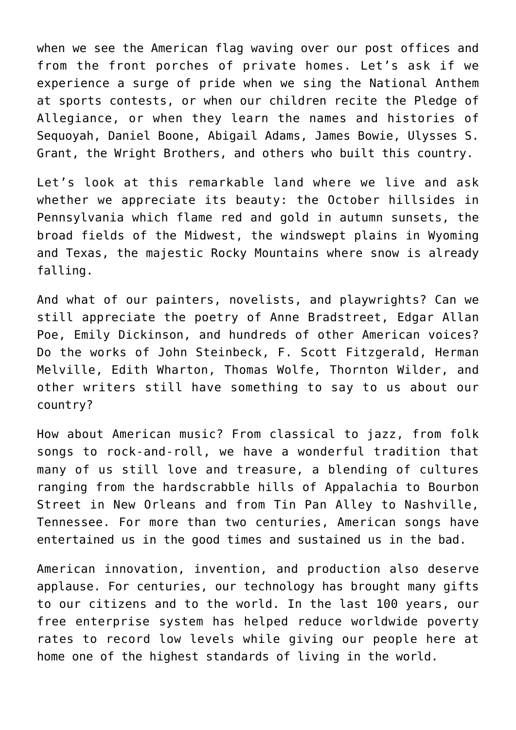when we see the American flag waving over our post offices and from the front porches of private homes. Let’s ask if we experience a surge of pride when we sing the National Anthem at sports contests, or when our children recite the Pledge of Allegiance, or when they learn the names and histories of Sequoyah, Daniel Boone, Abigail Adams, James Bowie, Ulysses S. Grant, the Wright Brothers, and others who built this country.

Let’s look at this remarkable land where we live and ask whether we appreciate its beauty: the October hillsides in Pennsylvania which flame red and gold in autumn sunsets, the broad fields of the Midwest, the windswept plains in Wyoming and Texas, the majestic Rocky Mountains where snow is already falling.

And what of our painters, novelists, and playwrights? Can we still appreciate the poetry of Anne Bradstreet, Edgar Allan Poe, Emily Dickinson, and hundreds of other American voices? Do the works of John Steinbeck, F. Scott Fitzgerald, Herman Melville, Edith Wharton, Thomas Wolfe, Thornton Wilder, and other writers still have something to say to us about our country?

How about American music? From classical to jazz, from folk songs to rock-and-roll, we have a wonderful tradition that many of us still love and treasure, a blending of cultures ranging from the hardscrabble hills of Appalachia to Bourbon Street in New Orleans and from Tin Pan Alley to Nashville, Tennessee. For more than two centuries, American songs have entertained us in the good times and sustained us in the bad.

American innovation, invention, and production also deserve applause. For centuries, our technology has brought many gifts to our citizens and to the world. In the last 100 years, our free enterprise system has helped reduce worldwide poverty rates to record low levels while giving our people here at home one of the highest standards of living in the world.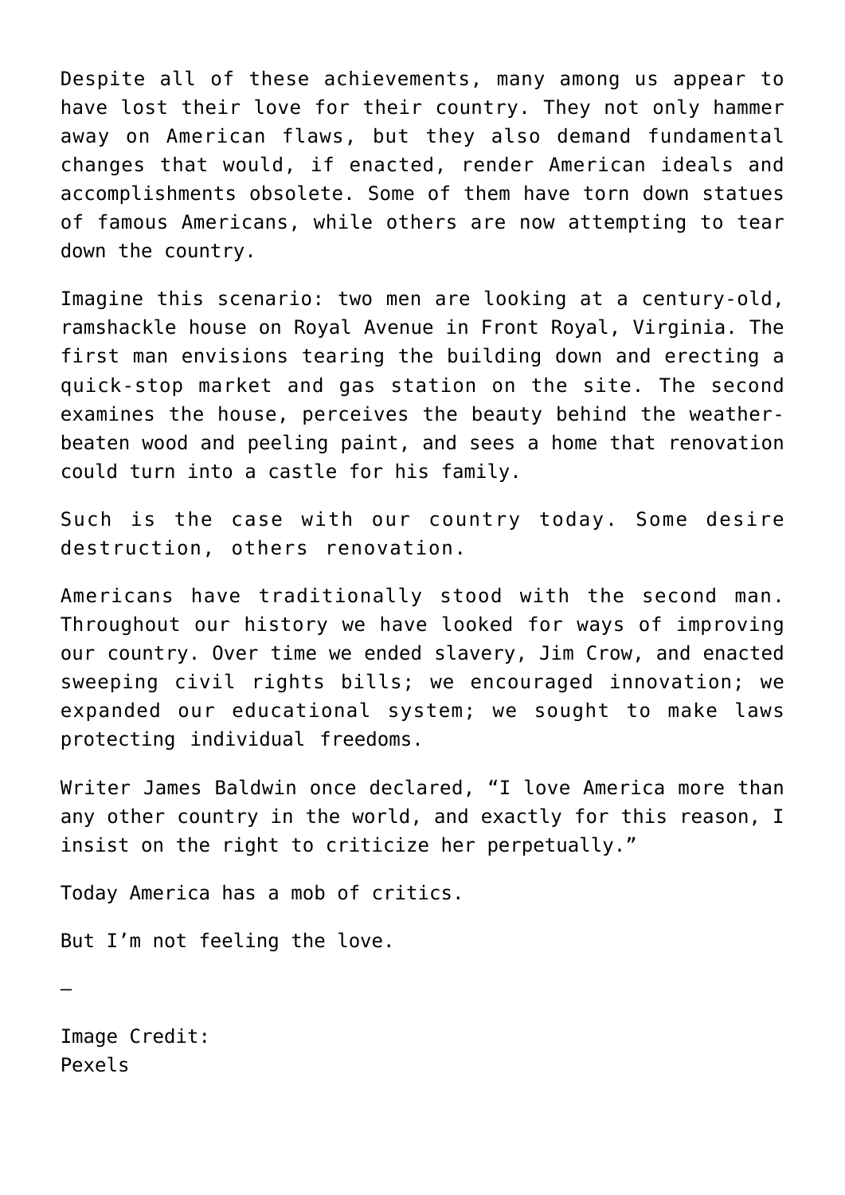Despite all of these achievements, many among us appear to have lost their love for their country. They not only hammer away on American flaws, but they also demand fundamental changes that would, if enacted, render American ideals and accomplishments obsolete. Some of them have torn down statues of famous Americans, while others are now attempting to tear down the country.

Imagine this scenario: two men are looking at a century-old, ramshackle house on Royal Avenue in Front Royal, Virginia. The first man envisions tearing the building down and erecting a quick-stop market and gas station on the site. The second examines the house, perceives the beauty behind the weather-beaten wood and peeling paint, and sees a home that renovation could turn into a castle for his family.

Such is the case with our country today. Some desire destruction, others renovation.

Americans have traditionally stood with the second man. Throughout our history we have looked for ways of improving our country. Over time we ended slavery, Jim Crow, and enacted sweeping civil rights bills; we encouraged innovation; we expanded our educational system; we sought to make laws protecting individual freedoms.

Writer James Baldwin once declared, “I love America more than any other country in the world, and exactly for this reason, I insist on the right to criticize her perpetually.”

Today America has a mob of critics.

But I’m not feeling the love.

—

Image Credit:
Pexels